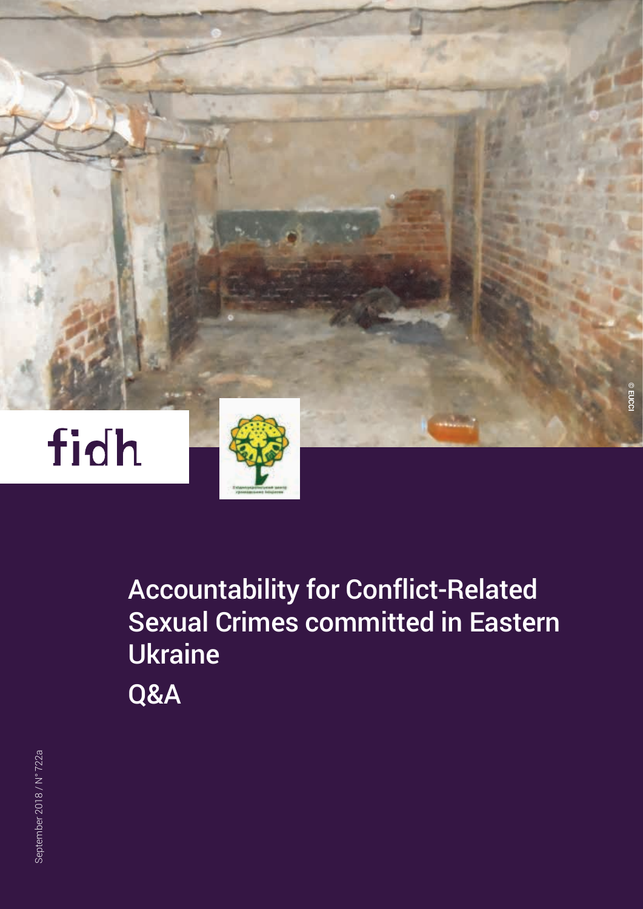fidh

© EUCCI

# Accountability for Conflict-Related Sexual Crimes committed in Eastern Ukraine

## Q&A

September 2018 / N° 722a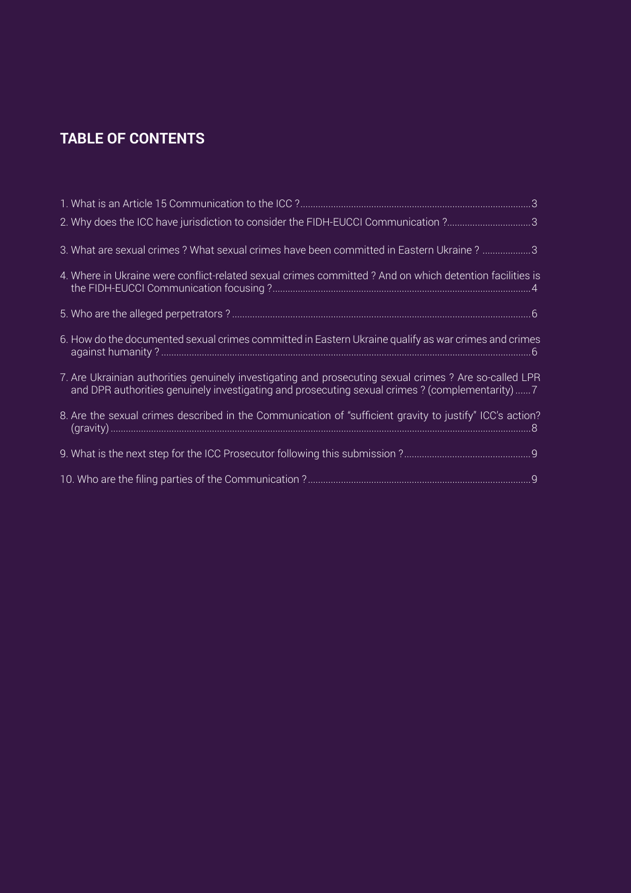## TABLE OF CONTENTS

1. What is an Article 15 Communication to the ICC ? .......... 3
2. Why does the ICC have jurisdiction to consider the FIDH-EUCCI Communication ? .......... 3
3. What are sexual crimes ? What sexual crimes have been committed in Eastern Ukraine ? .......... 3
4. Where in Ukraine were conflict-related sexual crimes committed ? And on which detention facilities is the FIDH-EUCCI Communication focusing ? .......... 4
5. Who are the alleged perpetrators ? .......... 6
6. How do the documented sexual crimes committed in Eastern Ukraine qualify as war crimes and crimes against humanity ? .......... 6
7. Are Ukrainian authorities genuinely investigating and prosecuting sexual crimes ? Are so-called LPR and DPR authorities genuinely investigating and prosecuting sexual crimes ? (complementarity) .......... 7
8. Are the sexual crimes described in the Communication of "sufficient gravity to justify" ICC's action? (gravity) .......... 8
9. What is the next step for the ICC Prosecutor following this submission ? .......... 9
10. Who are the filing parties of the Communication ? .......... 9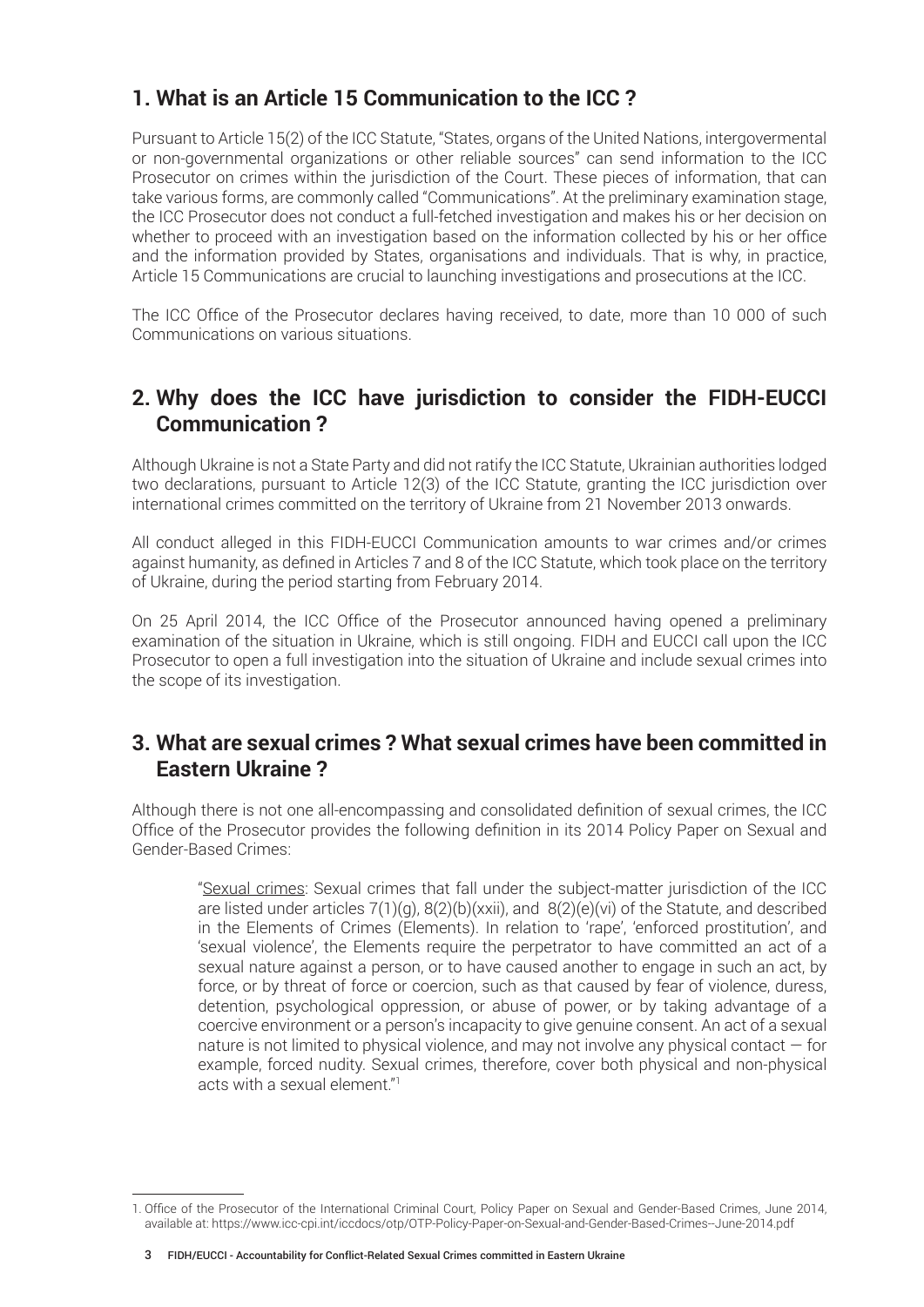## 1. What is an Article 15 Communication to the ICC ?

Pursuant to Article 15(2) of the ICC Statute, "States, organs of the United Nations, intergovermental or non-governmental organizations or other reliable sources" can send information to the ICC Prosecutor on crimes within the jurisdiction of the Court. These pieces of information, that can take various forms, are commonly called "Communications". At the preliminary examination stage, the ICC Prosecutor does not conduct a full-fetched investigation and makes his or her decision on whether to proceed with an investigation based on the information collected by his or her office and the information provided by States, organisations and individuals. That is why, in practice, Article 15 Communications are crucial to launching investigations and prosecutions at the ICC.

The ICC Office of the Prosecutor declares having received, to date, more than 10 000 of such Communications on various situations.

## 2. Why does the ICC have jurisdiction to consider the FIDH-EUCCI Communication ?

Although Ukraine is not a State Party and did not ratify the ICC Statute, Ukrainian authorities lodged two declarations, pursuant to Article 12(3) of the ICC Statute, granting the ICC jurisdiction over international crimes committed on the territory of Ukraine from 21 November 2013 onwards.

All conduct alleged in this FIDH-EUCCI Communication amounts to war crimes and/or crimes against humanity, as defined in Articles 7 and 8 of the ICC Statute, which took place on the territory of Ukraine, during the period starting from February 2014.

On 25 April 2014, the ICC Office of the Prosecutor announced having opened a preliminary examination of the situation in Ukraine, which is still ongoing. FIDH and EUCCI call upon the ICC Prosecutor to open a full investigation into the situation of Ukraine and include sexual crimes into the scope of its investigation.

## 3. What are sexual crimes ? What sexual crimes have been committed in Eastern Ukraine ?

Although there is not one all-encompassing and consolidated definition of sexual crimes, the ICC Office of the Prosecutor provides the following definition in its 2014 Policy Paper on Sexual and Gender-Based Crimes:

> "Sexual crimes: Sexual crimes that fall under the subject-matter jurisdiction of the ICC are listed under articles 7(1)(g), 8(2)(b)(xxii), and 8(2)(e)(vi) of the Statute, and described in the Elements of Crimes (Elements). In relation to 'rape', 'enforced prostitution', and 'sexual violence', the Elements require the perpetrator to have committed an act of a sexual nature against a person, or to have caused another to engage in such an act, by force, or by threat of force or coercion, such as that caused by fear of violence, duress, detention, psychological oppression, or abuse of power, or by taking advantage of a coercive environment or a person's incapacity to give genuine consent. An act of a sexual nature is not limited to physical violence, and may not involve any physical contact — for example, forced nudity. Sexual crimes, therefore, cover both physical and non-physical acts with a sexual element."[1]

1. Office of the Prosecutor of the International Criminal Court, Policy Paper on Sexual and Gender-Based Crimes, June 2014, available at: https://www.icc-cpi.int/iccdocs/otp/OTP-Policy-Paper-on-Sexual-and-Gender-Based-Crimes--June-2014.pdf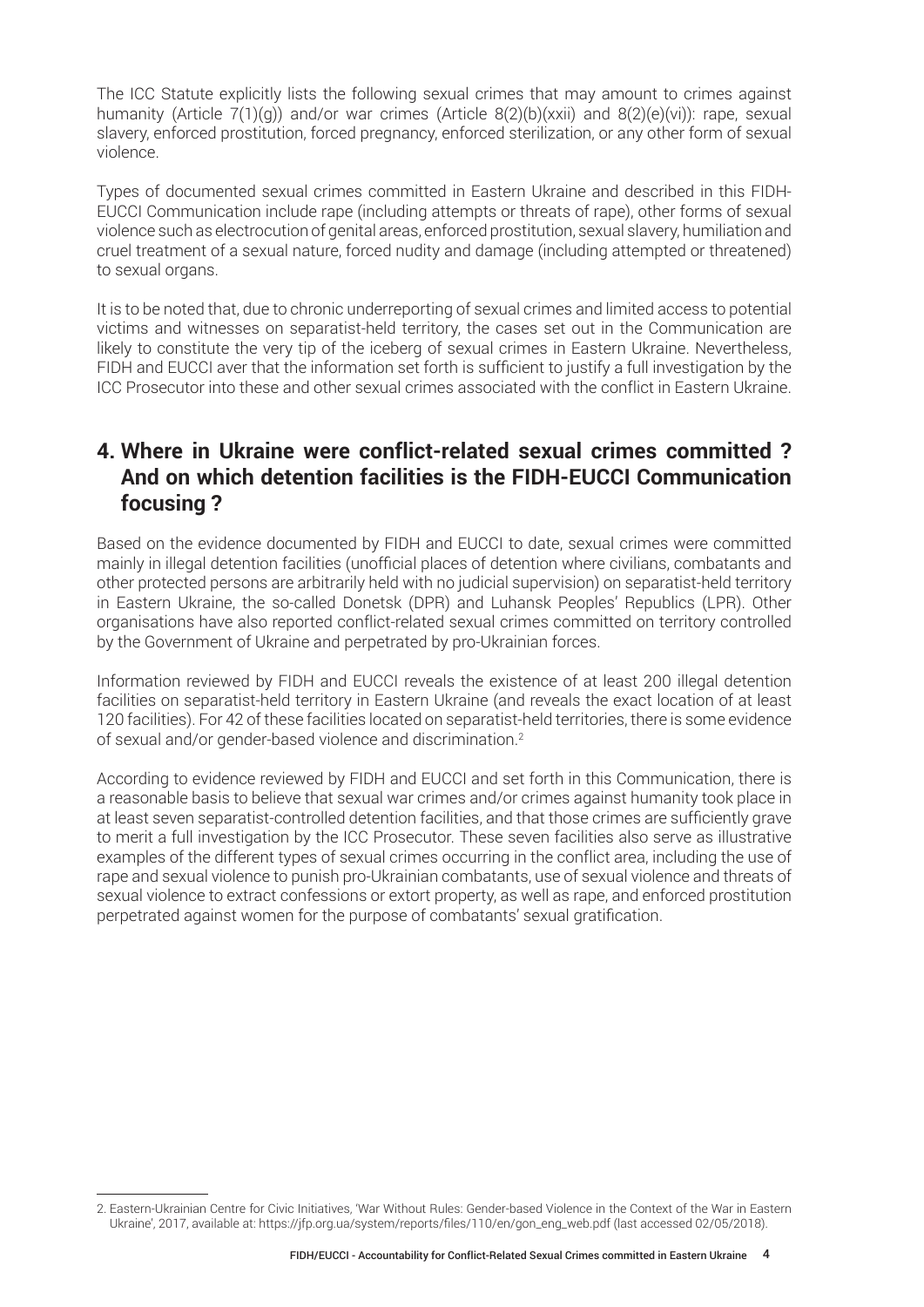The ICC Statute explicitly lists the following sexual crimes that may amount to crimes against humanity (Article 7(1)(g)) and/or war crimes (Article 8(2)(b)(xxii) and 8(2)(e)(vi)): rape, sexual slavery, enforced prostitution, forced pregnancy, enforced sterilization, or any other form of sexual violence.

Types of documented sexual crimes committed in Eastern Ukraine and described in this FIDH-EUCCI Communication include rape (including attempts or threats of rape), other forms of sexual violence such as electrocution of genital areas, enforced prostitution, sexual slavery, humiliation and cruel treatment of a sexual nature, forced nudity and damage (including attempted or threatened) to sexual organs.

It is to be noted that, due to chronic underreporting of sexual crimes and limited access to potential victims and witnesses on separatist-held territory, the cases set out in the Communication are likely to constitute the very tip of the iceberg of sexual crimes in Eastern Ukraine. Nevertheless, FIDH and EUCCI aver that the information set forth is sufficient to justify a full investigation by the ICC Prosecutor into these and other sexual crimes associated with the conflict in Eastern Ukraine.

## 4. Where in Ukraine were conflict-related sexual crimes committed ? And on which detention facilities is the FIDH-EUCCI Communication focusing ?

Based on the evidence documented by FIDH and EUCCI to date, sexual crimes were committed mainly in illegal detention facilities (unofficial places of detention where civilians, combatants and other protected persons are arbitrarily held with no judicial supervision) on separatist-held territory in Eastern Ukraine, the so-called Donetsk (DPR) and Luhansk Peoples' Republics (LPR). Other organisations have also reported conflict-related sexual crimes committed on territory controlled by the Government of Ukraine and perpetrated by pro-Ukrainian forces.

Information reviewed by FIDH and EUCCI reveals the existence of at least 200 illegal detention facilities on separatist-held territory in Eastern Ukraine (and reveals the exact location of at least 120 facilities). For 42 of these facilities located on separatist-held territories, there is some evidence of sexual and/or gender-based violence and discrimination.[2]

According to evidence reviewed by FIDH and EUCCI and set forth in this Communication, there is a reasonable basis to believe that sexual war crimes and/or crimes against humanity took place in at least seven separatist-controlled detention facilities, and that those crimes are sufficiently grave to merit a full investigation by the ICC Prosecutor. These seven facilities also serve as illustrative examples of the different types of sexual crimes occurring in the conflict area, including the use of rape and sexual violence to punish pro-Ukrainian combatants, use of sexual violence and threats of sexual violence to extract confessions or extort property, as well as rape, and enforced prostitution perpetrated against women for the purpose of combatants' sexual gratification.

2. Eastern-Ukrainian Centre for Civic Initiatives, 'War Without Rules: Gender-based Violence in the Context of the War in Eastern Ukraine', 2017, available at: https://jfp.org.ua/system/reports/files/110/en/gon_eng_web.pdf (last accessed 02/05/2018).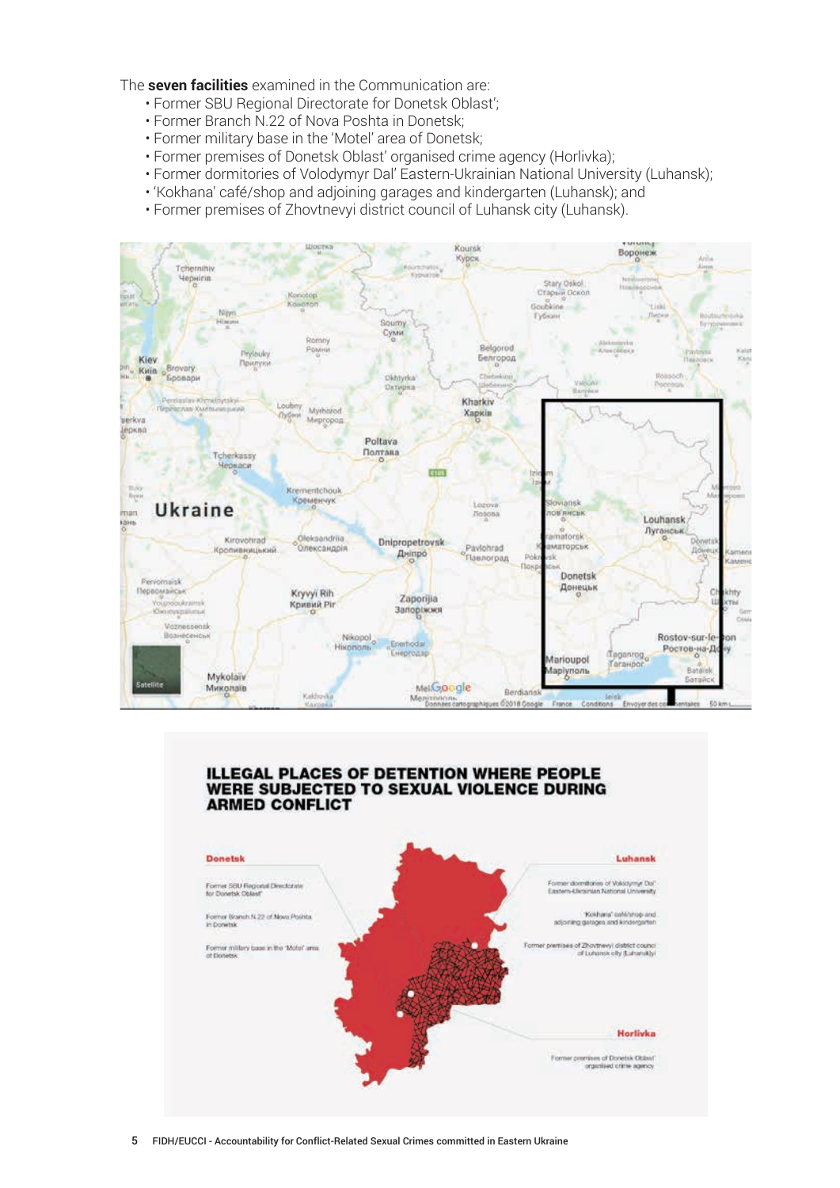The **seven facilities** examined in the Communication are:

- Former SBU Regional Directorate for Donetsk Oblast';
- Former Branch N.22 of Nova Poshta in Donetsk;
- Former military base in the 'Motel' area of Donetsk;
- Former premises of Donetsk Oblast' organised crime agency (Horlivka);
- Former dormitories of Volodymyr Dal' Eastern-Ukrainian National University (Luhansk);
- 'Kokhana' café/shop and adjoining garages and kindergarten (Luhansk); and
- Former premises of Zhovtnevyi district council of Luhansk city (Luhansk).

## ILLEGAL PLACES OF DETENTION WHERE PEOPLE WERE SUBJECTED TO SEXUAL VIOLENCE DURING ARMED CONFLICT

**Donetsk**

Former SBU Regional Directorate for Donetsk Oblast'

Former Branch N.22 of Nova Poshta in Donetsk

Former military base in the 'Motel' area of Donetsk

**Luhansk**

Former dormitories of Volodymyr Dal' Eastern-Ukrainian National University

'Kokhana' café/shop and adjoining garages and kindergarten

Former premises of Zhovtnevyi district council of Luhansk city (Luhansk)

**Horlivka**

Former premises of Donetsk Oblast' organised crime agency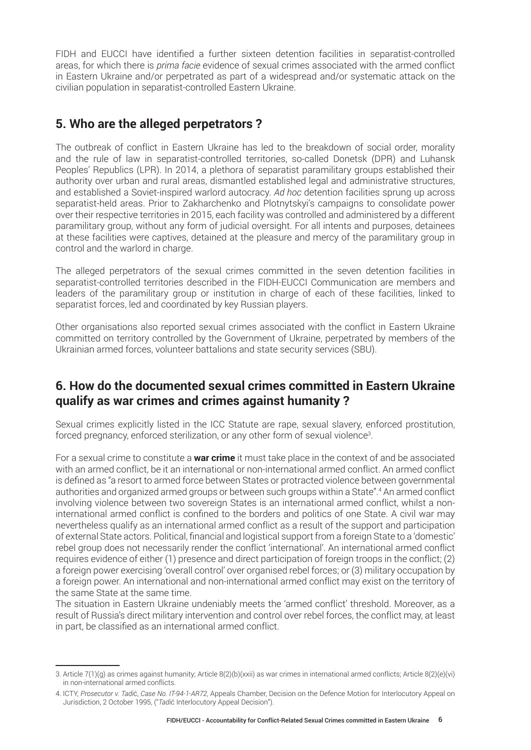FIDH and EUCCI have identified a further sixteen detention facilities in separatist-controlled areas, for which there is *prima facie* evidence of sexual crimes associated with the armed conflict in Eastern Ukraine and/or perpetrated as part of a widespread and/or systematic attack on the civilian population in separatist-controlled Eastern Ukraine.

## 5. Who are the alleged perpetrators ?

The outbreak of conflict in Eastern Ukraine has led to the breakdown of social order, morality and the rule of law in separatist-controlled territories, so-called Donetsk (DPR) and Luhansk Peoples' Republics (LPR). In 2014, a plethora of separatist paramilitary groups established their authority over urban and rural areas, dismantled established legal and administrative structures, and established a Soviet-inspired warlord autocracy. *Ad hoc* detention facilities sprung up across separatist-held areas. Prior to Zakharchenko and Plotnytskyi's campaigns to consolidate power over their respective territories in 2015, each facility was controlled and administered by a different paramilitary group, without any form of judicial oversight. For all intents and purposes, detainees at these facilities were captives, detained at the pleasure and mercy of the paramilitary group in control and the warlord in charge.

The alleged perpetrators of the sexual crimes committed in the seven detention facilities in separatist-controlled territories described in the FIDH-EUCCI Communication are members and leaders of the paramilitary group or institution in charge of each of these facilities, linked to separatist forces, led and coordinated by key Russian players.

Other organisations also reported sexual crimes associated with the conflict in Eastern Ukraine committed on territory controlled by the Government of Ukraine, perpetrated by members of the Ukrainian armed forces, volunteer battalions and state security services (SBU).

## 6. How do the documented sexual crimes committed in Eastern Ukraine qualify as war crimes and crimes against humanity ?

Sexual crimes explicitly listed in the ICC Statute are rape, sexual slavery, enforced prostitution, forced pregnancy, enforced sterilization, or any other form of sexual violence[3].

For a sexual crime to constitute a **war crime** it must take place in the context of and be associated with an armed conflict, be it an international or non-international armed conflict. An armed conflict is defined as "a resort to armed force between States or protracted violence between governmental authorities and organized armed groups or between such groups within a State".[4] An armed conflict involving violence between two sovereign States is an international armed conflict, whilst a non-international armed conflict is confined to the borders and politics of one State. A civil war may nevertheless qualify as an international armed conflict as a result of the support and participation of external State actors. Political, financial and logistical support from a foreign State to a 'domestic' rebel group does not necessarily render the conflict 'international'. An international armed conflict requires evidence of either (1) presence and direct participation of foreign troops in the conflict; (2) a foreign power exercising 'overall control' over organised rebel forces; or (3) military occupation by a foreign power. An international and non-international armed conflict may exist on the territory of the same State at the same time.

The situation in Eastern Ukraine undeniably meets the 'armed conflict' threshold. Moreover, as a result of Russia's direct military intervention and control over rebel forces, the conflict may, at least in part, be classified as an international armed conflict.

---

3. Article 7(1)(g) as crimes against humanity; Article 8(2)(b)(xxii) as war crimes in international armed conflicts; Article 8(2)(e)(vi) in non-international armed conflicts.

4. ICTY, *Prosecutor v. Tadić*, *Case No. IT-94-1-AR72*, Appeals Chamber, Decision on the Defence Motion for Interlocutory Appeal on Jurisdiction, 2 October 1995, ("*Tadić* Interlocutory Appeal Decision").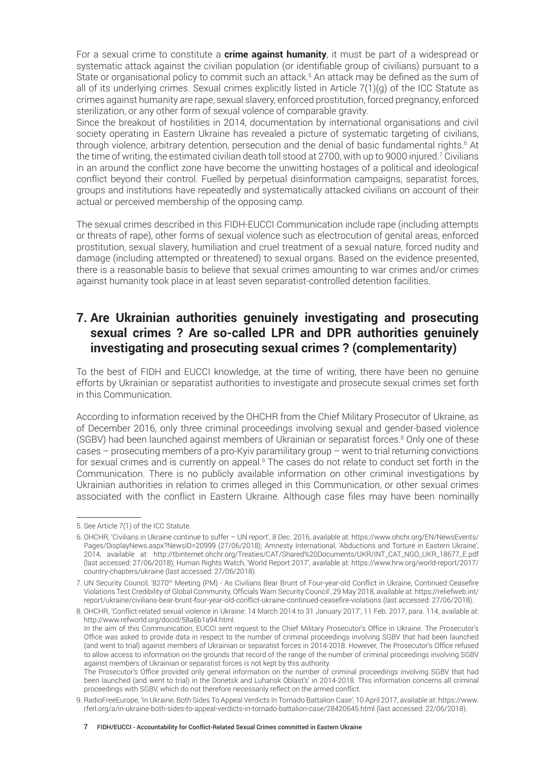For a sexual crime to constitute a **crime against humanity**, it must be part of a widespread or systematic attack against the civilian population (or identifiable group of civilians) pursuant to a State or organisational policy to commit such an attack.[5] An attack may be defined as the sum of all of its underlying crimes. Sexual crimes explicitly listed in Article 7(1)(g) of the ICC Statute as crimes against humanity are rape, sexual slavery, enforced prostitution, forced pregnancy, enforced sterilization, or any other form of sexual volence of comparable gravity.

Since the breakout of hostilities in 2014, documentation by international organisations and civil society operating in Eastern Ukraine has revealed a picture of systematic targeting of civilians, through violence, arbitrary detention, persecution and the denial of basic fundamental rights.[6] At the time of writing, the estimated civilian death toll stood at 2700, with up to 9000 injured.[7] Civilians in an around the conflict zone have become the unwitting hostages of a political and ideological conflict beyond their control. Fuelled by perpetual disinformation campaigns, separatist forces, groups and institutions have repeatedly and systematically attacked civilians on account of their actual or perceived membership of the opposing camp.

The sexual crimes described in this FIDH-EUCCI Communication include rape (including attempts or threats of rape), other forms of sexual violence such as electrocution of genital areas, enforced prostitution, sexual slavery, humiliation and cruel treatment of a sexual nature, forced nudity and damage (including attempted or threatened) to sexual organs. Based on the evidence presented, there is a reasonable basis to believe that sexual crimes amounting to war crimes and/or crimes against humanity took place in at least seven separatist-controlled detention facilities.

## 7. Are Ukrainian authorities genuinely investigating and prosecuting sexual crimes ? Are so-called LPR and DPR authorities genuinely investigating and prosecuting sexual crimes ? (complementarity)

To the best of FIDH and EUCCI knowledge, at the time of writing, there have been no genuine efforts by Ukrainian or separatist authorities to investigate and prosecute sexual crimes set forth in this Communication.

According to information received by the OHCHR from the Chief Military Prosecutor of Ukraine, as of December 2016, only three criminal proceedings involving sexual and gender-based violence (SGBV) had been launched against members of Ukrainian or separatist forces.[8] Only one of these cases – prosecuting members of a pro-Kyiv paramilitary group – went to trial returning convictions for sexual crimes and is currently on appeal.[9] The cases do not relate to conduct set forth in the Communication. There is no publicly available information on other criminal investigations by Ukrainian authorities in relation to crimes alleged in this Communication, or other sexual crimes associated with the conflict in Eastern Ukraine. Although case files may have been nominally

---

5. See Article 7(1) of the ICC Statute.

6. OHCHR, 'Civilians in Ukraine continue to suffer – UN report', 8 Dec. 2016, available at: https://www.ohchr.org/EN/NewsEvents/Pages/DisplayNews.aspx?NewsID=20999 (27/06/2018); Amnesty International, 'Abductions and Torture in Eastern Ukraine', 2014, available at: http://tbinternet.ohchr.org/Treaties/CAT/Shared%20Documents/UKR/INT_CAT_NGO_UKR_18677_E.pdf (last accessed: 27/06/2018); Human Rights Watch, 'World Report 2017', available at: https://www.hrw.org/world-report/2017/country-chapters/ukraine (last accessed: 27/06/2018).

7. UN Security Council, '8270th Meeting (PM) - As Civilians Bear Brunt of Four-year-old Conflict in Ukraine, Continued Ceasefire Violations Test Credibility of Global Community, Officials Warn Security Council', 29 May 2018, available at: https://reliefweb.int/report/ukraine/civilians-bear-brunt-four-year-old-conflict-ukraine-continued-ceasefire-violations (last accessed: 27/06/2018).

8. OHCHR, 'Conflict-related sexual violence in Ukraine: 14 March 2014 to 31 January 2017', 11 Feb. 2017, para. 114, available at: http://www.refworld.org/docid/58a6b1a94.html.
In the aim of this Communication, EUCCI sent request to the Chief Military Prosecutor's Office in Ukraine. The Prosecutor's Office was asked to provide data in respect to the number of criminal proceedings involving SGBV that had been launched (and went to trial) against members of Ukrainian or separatist forces in 2014-2018. However, The Prosecutor's Office refused to allow access to information on the grounds that record of the range of the number of criminal proceedings involving SGBV against members of Ukrainian or separatist forces is not kept by this authority.
The Prosecutor's Office provided only general information on the number of criminal proceedings involving SGBV that had been launched (and went to trial) in the Donetsk and Luhansk Oblast's' in 2014-2018. This information concerns all criminal proceedings with SGBV, which do not therefore necessarily reflect on the armed conflict.

9. RadioFreeEurope, 'In Ukraine, Both Sides To Appeal Verdicts In Tornado Battalion Case', 10 April 2017, available at: https://www.rferl.org/a/in-ukraine-both-sides-to-appeal-verdicts-in-tornado-battalion-case/28420645.html (last accessed: 22/06/2018).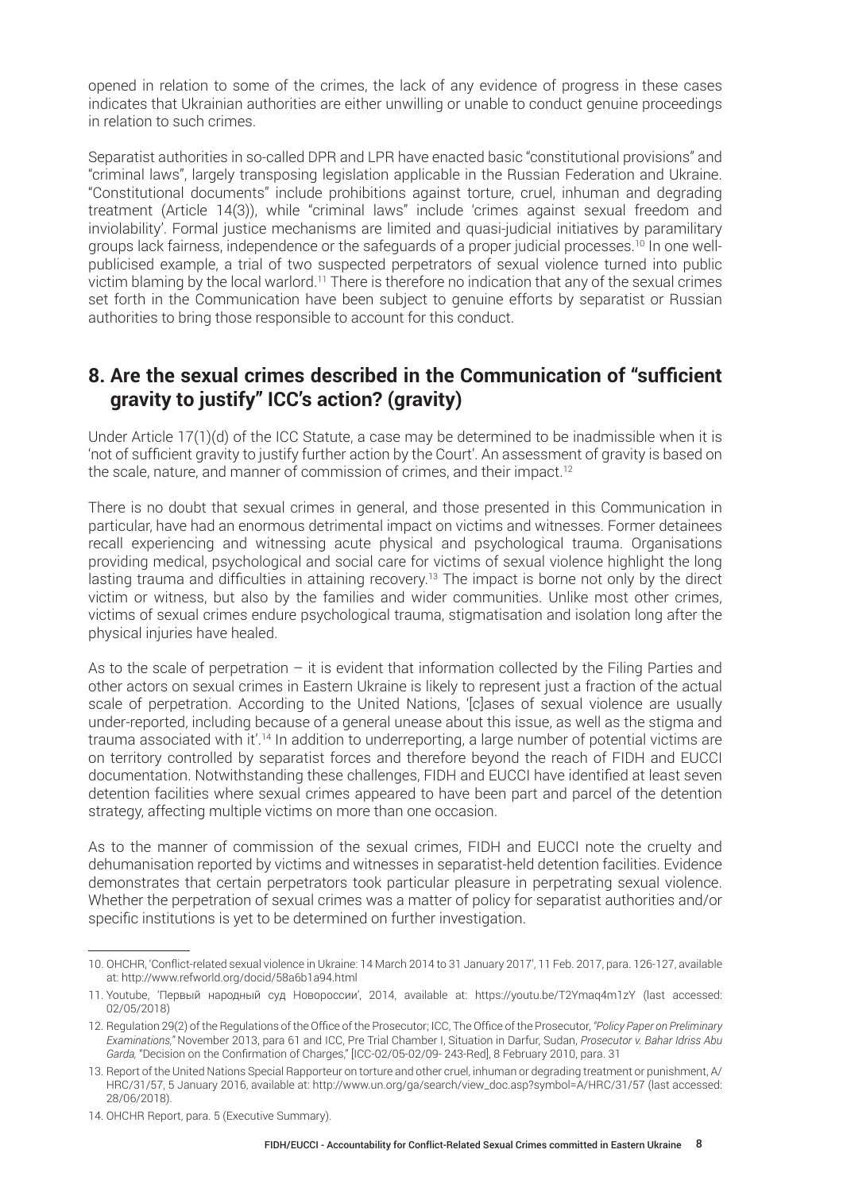opened in relation to some of the crimes, the lack of any evidence of progress in these cases indicates that Ukrainian authorities are either unwilling or unable to conduct genuine proceedings in relation to such crimes.

Separatist authorities in so-called DPR and LPR have enacted basic "constitutional provisions" and "criminal laws", largely transposing legislation applicable in the Russian Federation and Ukraine. "Constitutional documents" include prohibitions against torture, cruel, inhuman and degrading treatment (Article 14(3)), while "criminal laws" include 'crimes against sexual freedom and inviolability'. Formal justice mechanisms are limited and quasi-judicial initiatives by paramilitary groups lack fairness, independence or the safeguards of a proper judicial processes.[10] In one well-publicised example, a trial of two suspected perpetrators of sexual violence turned into public victim blaming by the local warlord.[11] There is therefore no indication that any of the sexual crimes set forth in the Communication have been subject to genuine efforts by separatist or Russian authorities to bring those responsible to account for this conduct.

## 8. Are the sexual crimes described in the Communication of "sufficient gravity to justify" ICC's action? (gravity)

Under Article 17(1)(d) of the ICC Statute, a case may be determined to be inadmissible when it is 'not of sufficient gravity to justify further action by the Court'. An assessment of gravity is based on the scale, nature, and manner of commission of crimes, and their impact.[12]

There is no doubt that sexual crimes in general, and those presented in this Communication in particular, have had an enormous detrimental impact on victims and witnesses. Former detainees recall experiencing and witnessing acute physical and psychological trauma. Organisations providing medical, psychological and social care for victims of sexual violence highlight the long lasting trauma and difficulties in attaining recovery.[13] The impact is borne not only by the direct victim or witness, but also by the families and wider communities. Unlike most other crimes, victims of sexual crimes endure psychological trauma, stigmatisation and isolation long after the physical injuries have healed.

As to the scale of perpetration – it is evident that information collected by the Filing Parties and other actors on sexual crimes in Eastern Ukraine is likely to represent just a fraction of the actual scale of perpetration. According to the United Nations, '[c]ases of sexual violence are usually under-reported, including because of a general unease about this issue, as well as the stigma and trauma associated with it'.[14] In addition to underreporting, a large number of potential victims are on territory controlled by separatist forces and therefore beyond the reach of FIDH and EUCCI documentation. Notwithstanding these challenges, FIDH and EUCCI have identified at least seven detention facilities where sexual crimes appeared to have been part and parcel of the detention strategy, affecting multiple victims on more than one occasion.

As to the manner of commission of the sexual crimes, FIDH and EUCCI note the cruelty and dehumanisation reported by victims and witnesses in separatist-held detention facilities. Evidence demonstrates that certain perpetrators took particular pleasure in perpetrating sexual violence. Whether the perpetration of sexual crimes was a matter of policy for separatist authorities and/or specific institutions is yet to be determined on further investigation.

---

10. OHCHR, 'Conflict-related sexual violence in Ukraine: 14 March 2014 to 31 January 2017', 11 Feb. 2017, para. 126-127, available at: http://www.refworld.org/docid/58a6b1a94.html

11. Youtube, 'Первый народный суд Новороссии', 2014, available at: https://youtu.be/T2Ymaq4m1zY (last accessed: 02/05/2018)

12. Regulation 29(2) of the Regulations of the Office of the Prosecutor; ICC, The Office of the Prosecutor, *"Policy Paper on Preliminary Examinations,"* November 2013, para 61 and ICC, Pre Trial Chamber I, Situation in Darfur, Sudan, *Prosecutor v. Bahar Idriss Abu Garda*, "Decision on the Confirmation of Charges," [ICC-02/05-02/09- 243-Red], 8 February 2010, para. 31

13. Report of the United Nations Special Rapporteur on torture and other cruel, inhuman or degrading treatment or punishment, A/HRC/31/57, 5 January 2016, available at: http://www.un.org/ga/search/view_doc.asp?symbol=A/HRC/31/57 (last accessed: 28/06/2018).

14. OHCHR Report, para. 5 (Executive Summary).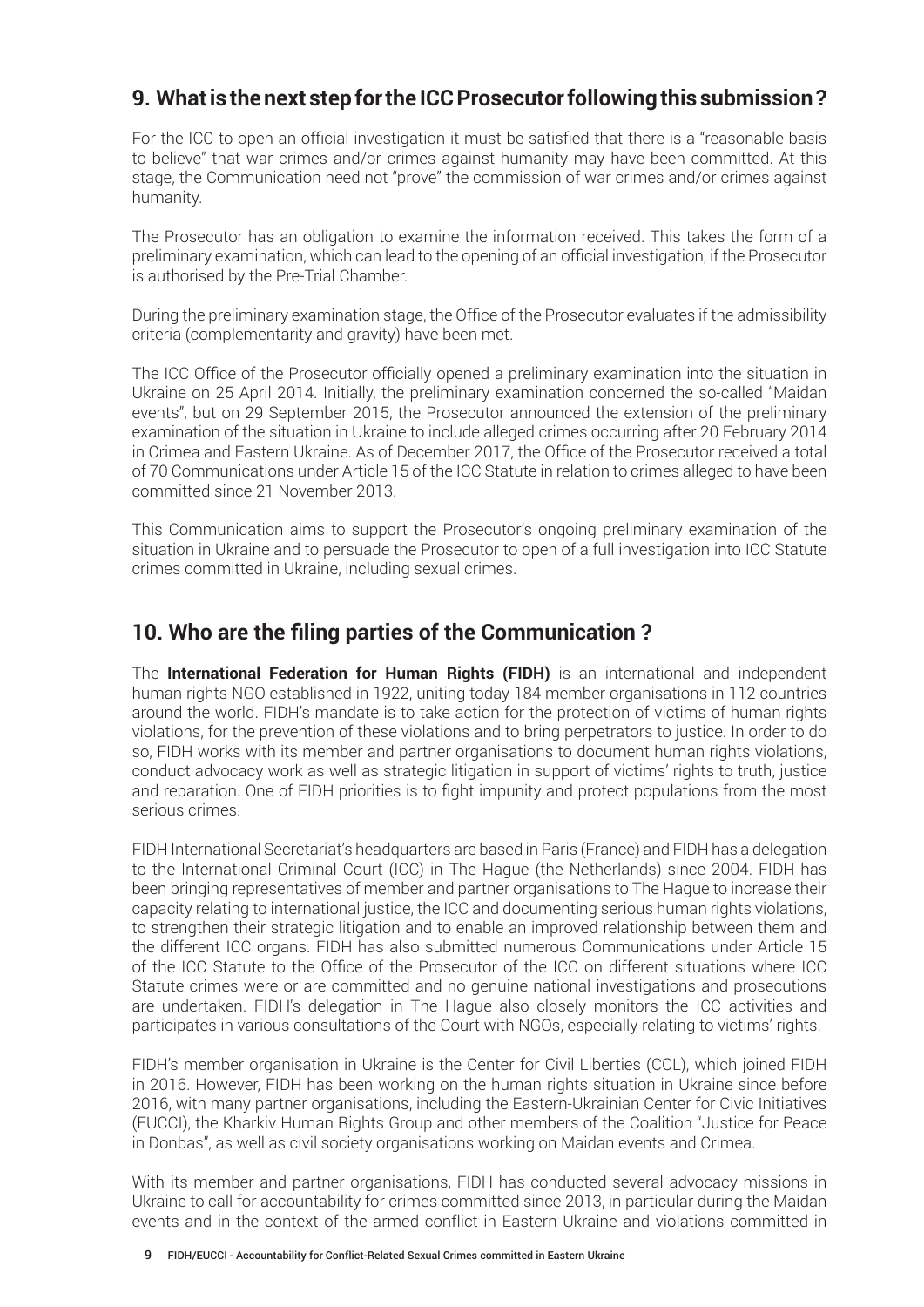## 9. What is the next step for the ICC Prosecutor following this submission ?

For the ICC to open an official investigation it must be satisfied that there is a "reasonable basis to believe" that war crimes and/or crimes against humanity may have been committed. At this stage, the Communication need not "prove" the commission of war crimes and/or crimes against humanity.

The Prosecutor has an obligation to examine the information received. This takes the form of a preliminary examination, which can lead to the opening of an official investigation, if the Prosecutor is authorised by the Pre-Trial Chamber.

During the preliminary examination stage, the Office of the Prosecutor evaluates if the admissibility criteria (complementarity and gravity) have been met.

The ICC Office of the Prosecutor officially opened a preliminary examination into the situation in Ukraine on 25 April 2014. Initially, the preliminary examination concerned the so-called "Maidan events", but on 29 September 2015, the Prosecutor announced the extension of the preliminary examination of the situation in Ukraine to include alleged crimes occurring after 20 February 2014 in Crimea and Eastern Ukraine. As of December 2017, the Office of the Prosecutor received a total of 70 Communications under Article 15 of the ICC Statute in relation to crimes alleged to have been committed since 21 November 2013.

This Communication aims to support the Prosecutor's ongoing preliminary examination of the situation in Ukraine and to persuade the Prosecutor to open of a full investigation into ICC Statute crimes committed in Ukraine, including sexual crimes.

## 10. Who are the filing parties of the Communication ?

The **International Federation for Human Rights (FIDH)** is an international and independent human rights NGO established in 1922, uniting today 184 member organisations in 112 countries around the world. FIDH's mandate is to take action for the protection of victims of human rights violations, for the prevention of these violations and to bring perpetrators to justice. In order to do so, FIDH works with its member and partner organisations to document human rights violations, conduct advocacy work as well as strategic litigation in support of victims' rights to truth, justice and reparation. One of FIDH priorities is to fight impunity and protect populations from the most serious crimes.

FIDH International Secretariat's headquarters are based in Paris (France) and FIDH has a delegation to the International Criminal Court (ICC) in The Hague (the Netherlands) since 2004. FIDH has been bringing representatives of member and partner organisations to The Hague to increase their capacity relating to international justice, the ICC and documenting serious human rights violations, to strengthen their strategic litigation and to enable an improved relationship between them and the different ICC organs. FIDH has also submitted numerous Communications under Article 15 of the ICC Statute to the Office of the Prosecutor of the ICC on different situations where ICC Statute crimes were or are committed and no genuine national investigations and prosecutions are undertaken. FIDH's delegation in The Hague also closely monitors the ICC activities and participates in various consultations of the Court with NGOs, especially relating to victims' rights.

FIDH's member organisation in Ukraine is the Center for Civil Liberties (CCL), which joined FIDH in 2016. However, FIDH has been working on the human rights situation in Ukraine since before 2016, with many partner organisations, including the Eastern-Ukrainian Center for Civic Initiatives (EUCCI), the Kharkiv Human Rights Group and other members of the Coalition "Justice for Peace in Donbas", as well as civil society organisations working on Maidan events and Crimea.

With its member and partner organisations, FIDH has conducted several advocacy missions in Ukraine to call for accountability for crimes committed since 2013, in particular during the Maidan events and in the context of the armed conflict in Eastern Ukraine and violations committed in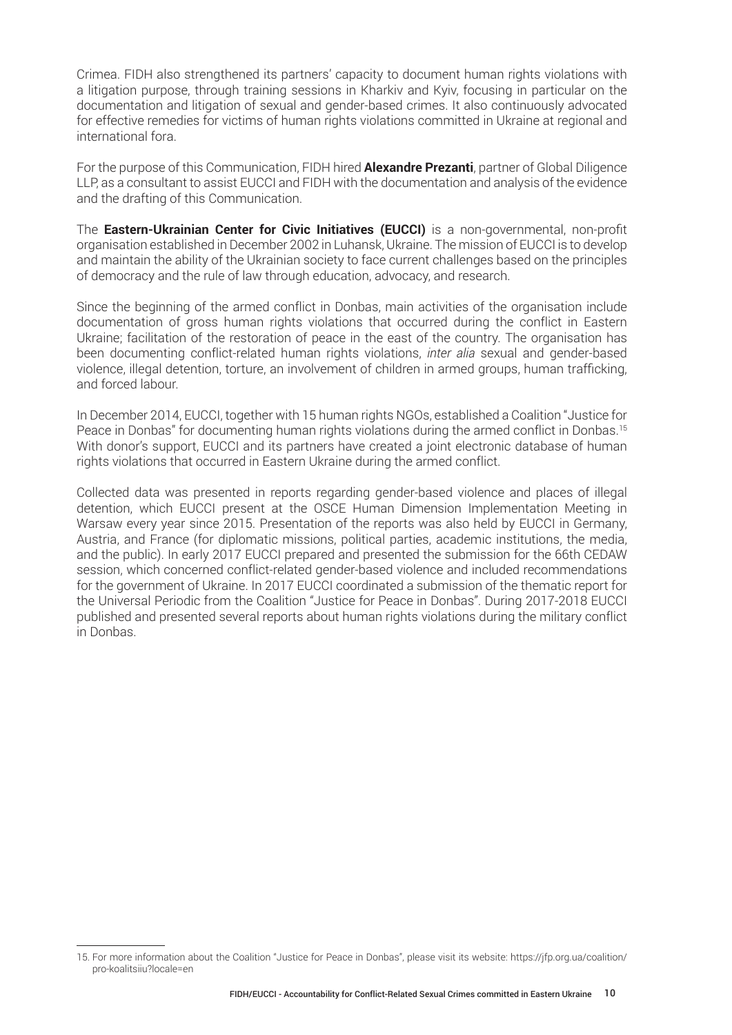Crimea. FIDH also strengthened its partners' capacity to document human rights violations with a litigation purpose, through training sessions in Kharkiv and Kyiv, focusing in particular on the documentation and litigation of sexual and gender-based crimes. It also continuously advocated for effective remedies for victims of human rights violations committed in Ukraine at regional and international fora.

For the purpose of this Communication, FIDH hired **Alexandre Prezanti**, partner of Global Diligence LLP, as a consultant to assist EUCCI and FIDH with the documentation and analysis of the evidence and the drafting of this Communication.

The **Eastern-Ukrainian Center for Civic Initiatives (EUCCI)** is a non-governmental, non-profit organisation established in December 2002 in Luhansk, Ukraine. The mission of EUCCI is to develop and maintain the ability of the Ukrainian society to face current challenges based on the principles of democracy and the rule of law through education, advocacy, and research.

Since the beginning of the armed conflict in Donbas, main activities of the organisation include documentation of gross human rights violations that occurred during the conflict in Eastern Ukraine; facilitation of the restoration of peace in the east of the country. The organisation has been documenting conflict-related human rights violations, *inter alia* sexual and gender-based violence, illegal detention, torture, an involvement of children in armed groups, human trafficking, and forced labour.

In December 2014, EUCCI, together with 15 human rights NGOs, established a Coalition "Justice for Peace in Donbas" for documenting human rights violations during the armed conflict in Donbas.[15] With donor's support, EUCCI and its partners have created a joint electronic database of human rights violations that occurred in Eastern Ukraine during the armed conflict.

Collected data was presented in reports regarding gender-based violence and places of illegal detention, which EUCCI present at the OSCE Human Dimension Implementation Meeting in Warsaw every year since 2015. Presentation of the reports was also held by EUCCI in Germany, Austria, and France (for diplomatic missions, political parties, academic institutions, the media, and the public). In early 2017 EUCCI prepared and presented the submission for the 66th CEDAW session, which concerned conflict-related gender-based violence and included recommendations for the government of Ukraine. In 2017 EUCCI coordinated a submission of the thematic report for the Universal Periodic from the Coalition "Justice for Peace in Donbas". During 2017-2018 EUCCI published and presented several reports about human rights violations during the military conflict in Donbas.

---

15. For more information about the Coalition "Justice for Peace in Donbas", please visit its website: https://jfp.org.ua/coalition/pro-koalitsiiu?locale=en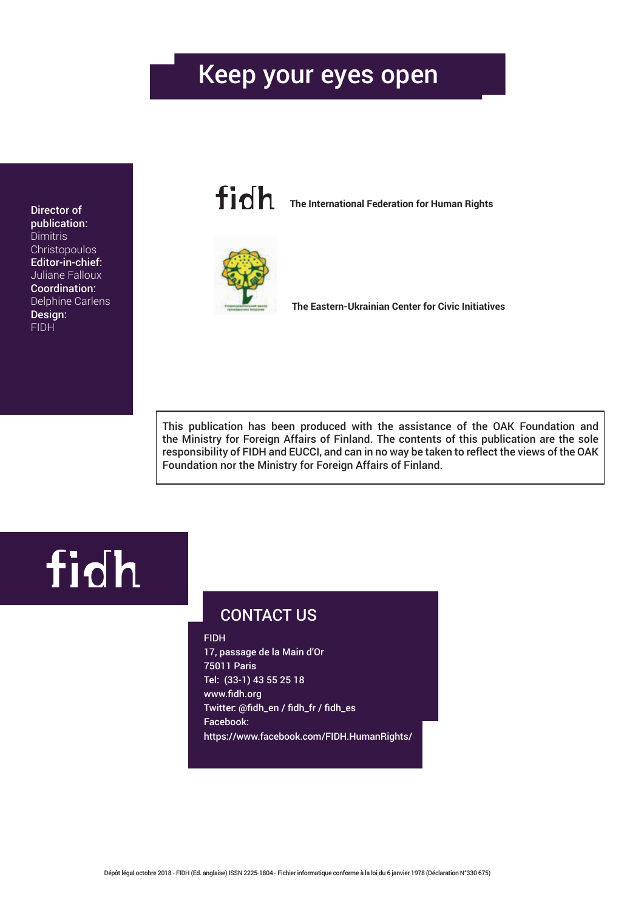# Keep your eyes open

**Director of publication:** Dimitris Christopoulos
**Editor-in-chief:** Juliane Falloux
**Coordination:** Delphine Carlens
**Design:** FIDH

fidh **The International Federation for Human Rights**

**The Eastern-Ukrainian Center for Civic Initiatives**

This publication has been produced with the assistance of the OAK Foundation and the Ministry for Foreign Affairs of Finland. The contents of this publication are the sole responsibility of FIDH and EUCCI, and can in no way be taken to reflect the views of the OAK Foundation nor the Ministry for Foreign Affairs of Finland.

fidh

## CONTACT US

FIDH
17, passage de la Main d'Or
75011 Paris
Tel: (33-1) 43 55 25 18
www.fidh.org
Twitter: @fidh_en / fidh_fr / fidh_es
Facebook:
https://www.facebook.com/FIDH.HumanRights/

Dépôt légal octobre 2018 - FIDH (Ed. anglaise) ISSN 2225-1804 - Fichier informatique conforme à la loi du 6 janvier 1978 (Déclaration N°330 675)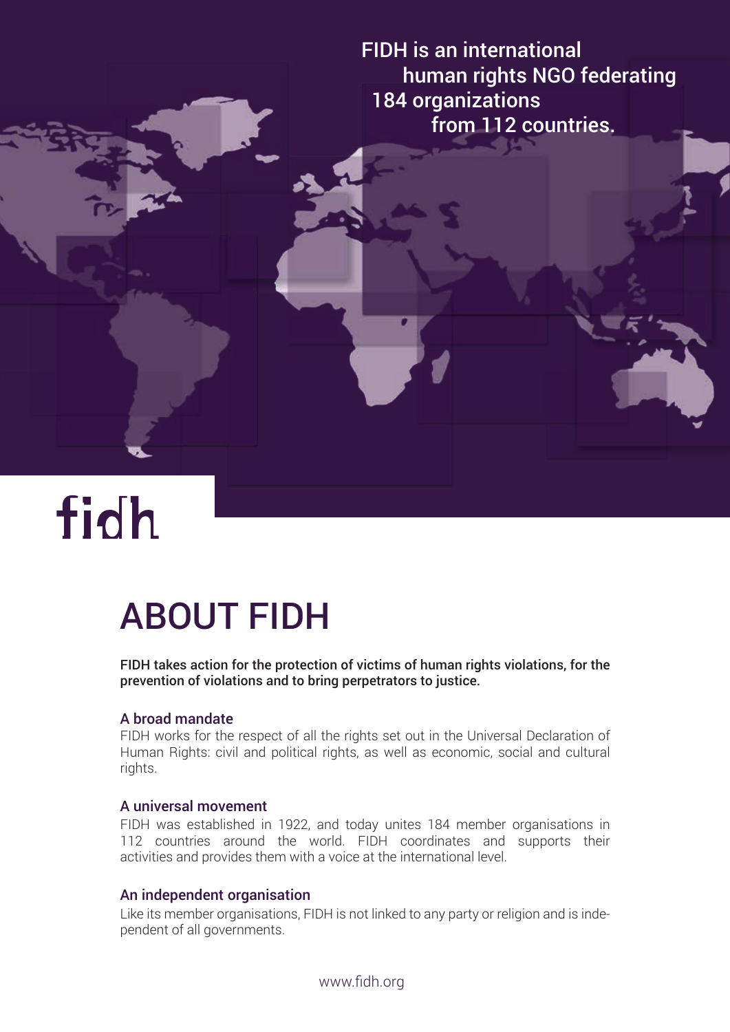FIDH is an international human rights NGO federating 184 organizations from 112 countries.

fidh

# ABOUT FIDH

**FIDH takes action for the protection of victims of human rights violations, for the prevention of violations and to bring perpetrators to justice.**

### A broad mandate

FIDH works for the respect of all the rights set out in the Universal Declaration of Human Rights: civil and political rights, as well as economic, social and cultural rights.

### A universal movement

FIDH was established in 1922, and today unites 184 member organisations in 112 countries around the world. FIDH coordinates and supports their activities and provides them with a voice at the international level.

### An independent organisation

Like its member organisations, FIDH is not linked to any party or religion and is independent of all governments.

www.fidh.org